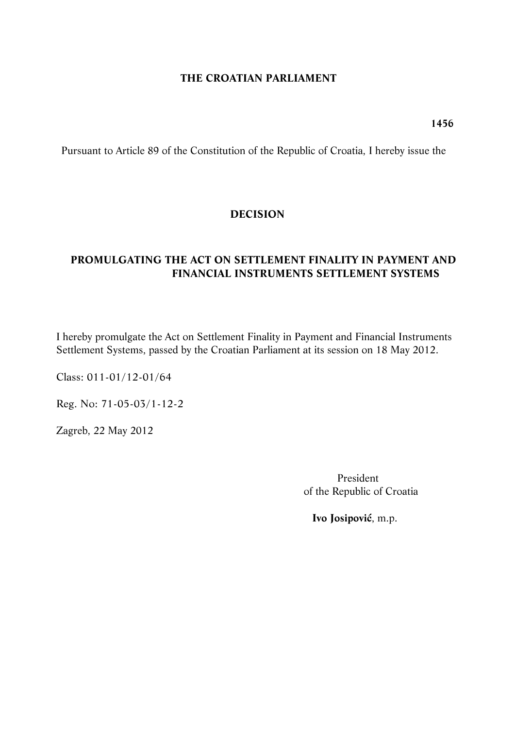# THE CROATIAN PARLIAMENT

**1456**

Pursuant to Article 89 of the Constitution of the Republic of Croatia, I hereby issue the

## DECISION

## PROMULGATING THE ACT ON SETTLEMENT FINALITY IN PAYMENT AND FINANCIAL INSTRUMENTS SETTLEMENT SYSTEMS

I hereby promulgate the Act on Settlement Finality in Payment and Financial Instruments Settlement Systems, passed by the Croatian Parliament at its session on 18 May 2012.

Class: 011-01/12-01/64

Reg. No: 71-05-03/1-12-2

Zagreb, 22 May 2012

President
of the Republic of Croatia

**Ivo Josipović**, m.p.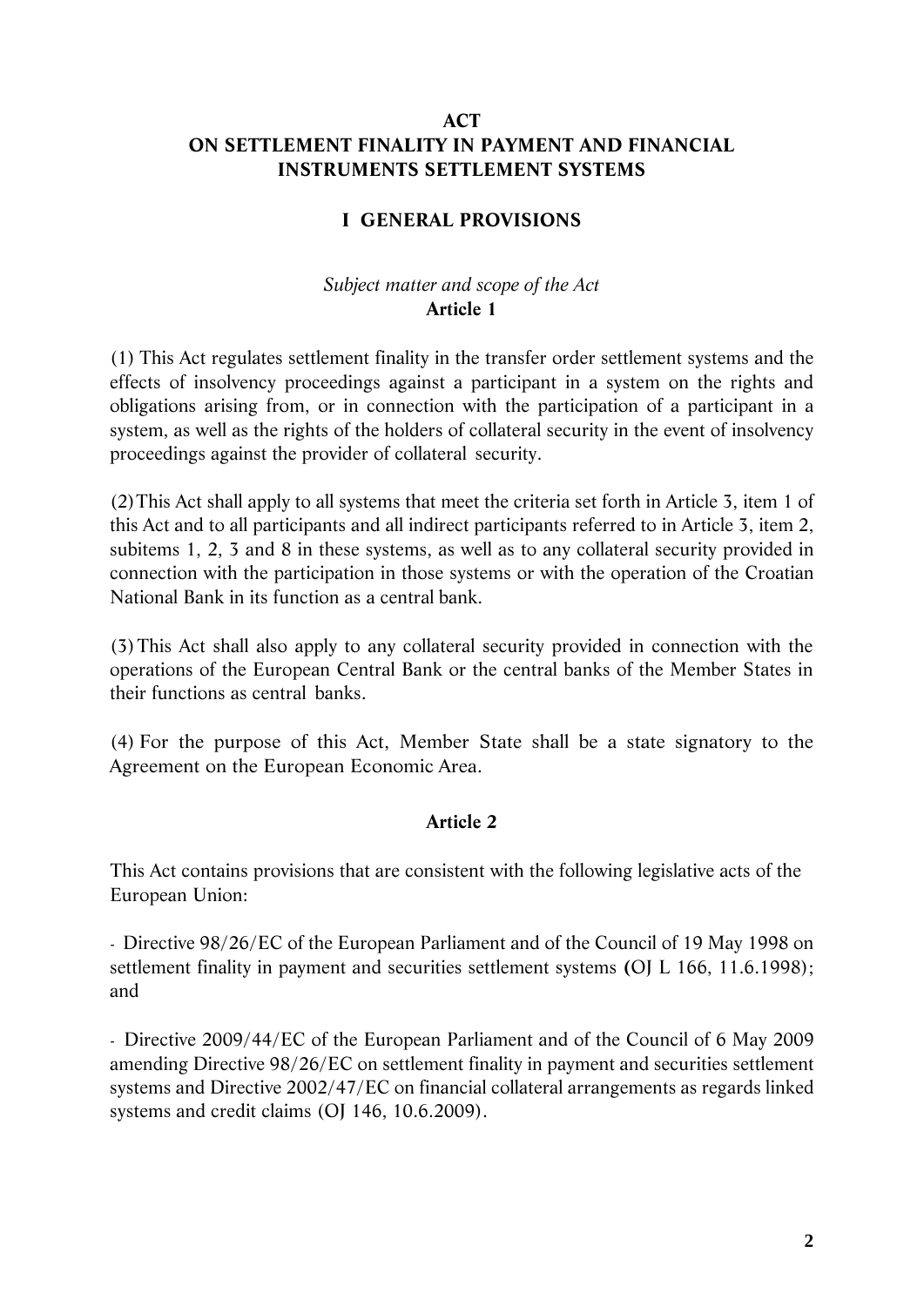# ACT
# ON SETTLEMENT FINALITY IN PAYMENT AND FINANCIAL INSTRUMENTS SETTLEMENT SYSTEMS

## I GENERAL PROVISIONS

*Subject matter and scope of the Act*

### Article 1

(1) This Act regulates settlement finality in the transfer order settlement systems and the effects of insolvency proceedings against a participant in a system on the rights and obligations arising from, or in connection with the participation of a participant in a system, as well as the rights of the holders of collateral security in the event of insolvency proceedings against the provider of collateral security.

(2) This Act shall apply to all systems that meet the criteria set forth in Article 3, item 1 of this Act and to all participants and all indirect participants referred to in Article 3, item 2, subitems 1, 2, 3 and 8 in these systems, as well as to any collateral security provided in connection with the participation in those systems or with the operation of the Croatian National Bank in its function as a central bank.

(3) This Act shall also apply to any collateral security provided in connection with the operations of the European Central Bank or the central banks of the Member States in their functions as central banks.

(4) For the purpose of this Act, Member State shall be a state signatory to the Agreement on the European Economic Area.

### Article 2

This Act contains provisions that are consistent with the following legislative acts of the European Union:

- Directive 98/26/EC of the European Parliament and of the Council of 19 May 1998 on settlement finality in payment and securities settlement systems (OJ L 166, 11.6.1998); and

- Directive 2009/44/EC of the European Parliament and of the Council of 6 May 2009 amending Directive 98/26/EC on settlement finality in payment and securities settlement systems and Directive 2002/47/EC on financial collateral arrangements as regards linked systems and credit claims (OJ 146, 10.6.2009).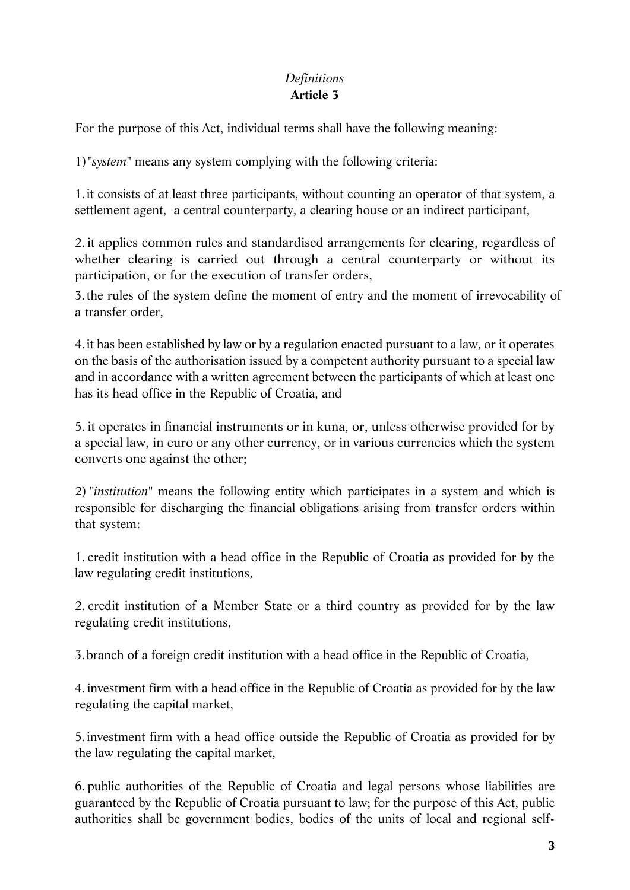*Definitions*
**Article 3**

For the purpose of this Act, individual terms shall have the following meaning:

1) "*system*" means any system complying with the following criteria:

1. it consists of at least three participants, without counting an operator of that system, a settlement agent, a central counterparty, a clearing house or an indirect participant,

2. it applies common rules and standardised arrangements for clearing, regardless of whether clearing is carried out through a central counterparty or without its participation, or for the execution of transfer orders,

3. the rules of the system define the moment of entry and the moment of irrevocability of a transfer order,

4. it has been established by law or by a regulation enacted pursuant to a law, or it operates on the basis of the authorisation issued by a competent authority pursuant to a special law and in accordance with a written agreement between the participants of which at least one has its head office in the Republic of Croatia, and

5. it operates in financial instruments or in kuna, or, unless otherwise provided for by a special law, in euro or any other currency, or in various currencies which the system converts one against the other;

2) "*institution*" means the following entity which participates in a system and which is responsible for discharging the financial obligations arising from transfer orders within that system:

1. credit institution with a head office in the Republic of Croatia as provided for by the law regulating credit institutions,

2. credit institution of a Member State or a third country as provided for by the law regulating credit institutions,

3. branch of a foreign credit institution with a head office in the Republic of Croatia,

4. investment firm with a head office in the Republic of Croatia as provided for by the law regulating the capital market,

5. investment firm with a head office outside the Republic of Croatia as provided for by the law regulating the capital market,

6. public authorities of the Republic of Croatia and legal persons whose liabilities are guaranteed by the Republic of Croatia pursuant to law; for the purpose of this Act, public authorities shall be government bodies, bodies of the units of local and regional self-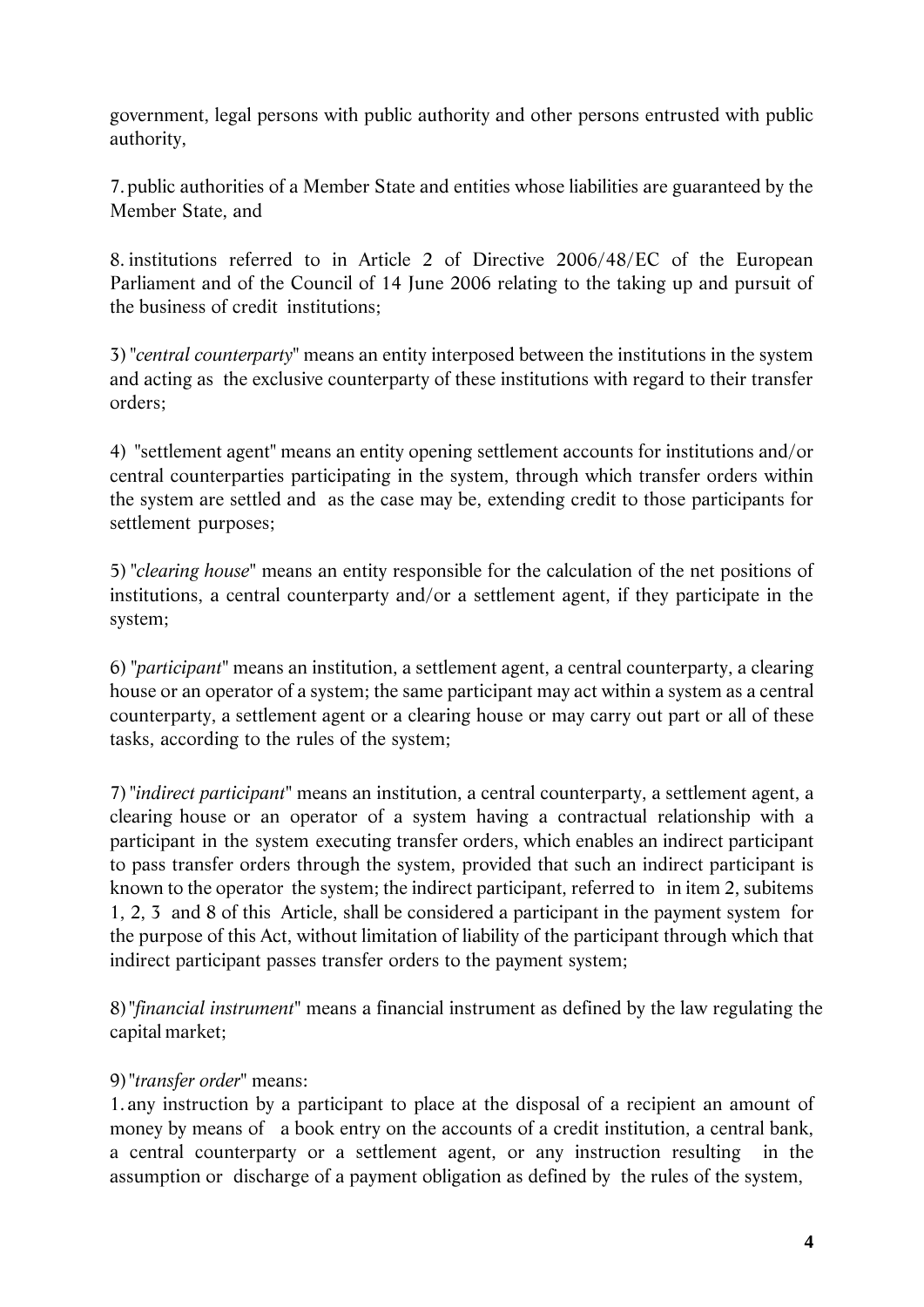government, legal persons with public authority and other persons entrusted with public authority,

7. public authorities of a Member State and entities whose liabilities are guaranteed by the Member State, and

8. institutions referred to in Article 2 of Directive 2006/48/EC of the European Parliament and of the Council of 14 June 2006 relating to the taking up and pursuit of the business of credit institutions;

3) "*central counterparty*" means an entity interposed between the institutions in the system and acting as the exclusive counterparty of these institutions with regard to their transfer orders;

4) "settlement agent" means an entity opening settlement accounts for institutions and/or central counterparties participating in the system, through which transfer orders within the system are settled and as the case may be, extending credit to those participants for settlement purposes;

5) "*clearing house*" means an entity responsible for the calculation of the net positions of institutions, a central counterparty and/or a settlement agent, if they participate in the system;

6) "*participant*" means an institution, a settlement agent, a central counterparty, a clearing house or an operator of a system; the same participant may act within a system as a central counterparty, a settlement agent or a clearing house or may carry out part or all of these tasks, according to the rules of the system;

7) "*indirect participant*" means an institution, a central counterparty, a settlement agent, a clearing house or an operator of a system having a contractual relationship with a participant in the system executing transfer orders, which enables an indirect participant to pass transfer orders through the system, provided that such an indirect participant is known to the operator the system; the indirect participant, referred to in item 2, subitems 1, 2, 3 and 8 of this Article, shall be considered a participant in the payment system for the purpose of this Act, without limitation of liability of the participant through which that indirect participant passes transfer orders to the payment system;

8) "*financial instrument*" means a financial instrument as defined by the law regulating the capital market;

9) "*transfer order*" means:

1. any instruction by a participant to place at the disposal of a recipient an amount of money by means of a book entry on the accounts of a credit institution, a central bank, a central counterparty or a settlement agent, or any instruction resulting in the assumption or discharge of a payment obligation as defined by the rules of the system,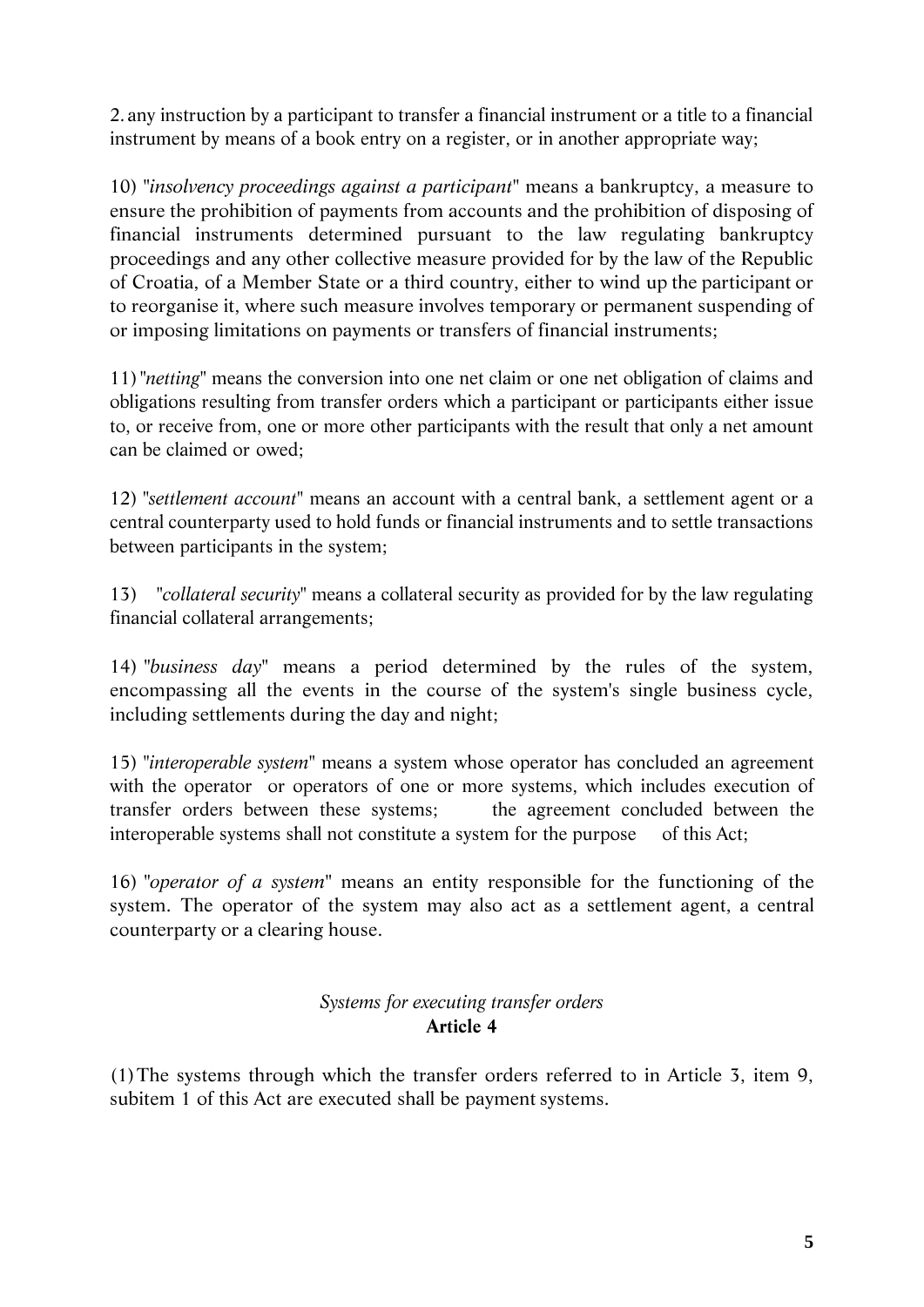2. any instruction by a participant to transfer a financial instrument or a title to a financial instrument by means of a book entry on a register, or in another appropriate way;

10) "*insolvency proceedings against a participant*" means a bankruptcy, a measure to ensure the prohibition of payments from accounts and the prohibition of disposing of financial instruments determined pursuant to the law regulating bankruptcy proceedings and any other collective measure provided for by the law of the Republic of Croatia, of a Member State or a third country, either to wind up the participant or to reorganise it, where such measure involves temporary or permanent suspending of or imposing limitations on payments or transfers of financial instruments;

11) "*netting*" means the conversion into one net claim or one net obligation of claims and obligations resulting from transfer orders which a participant or participants either issue to, or receive from, one or more other participants with the result that only a net amount can be claimed or owed;

12) "*settlement account*" means an account with a central bank, a settlement agent or a central counterparty used to hold funds or financial instruments and to settle transactions between participants in the system;

13) "*collateral security*" means a collateral security as provided for by the law regulating financial collateral arrangements;

14) "*business day*" means a period determined by the rules of the system, encompassing all the events in the course of the system's single business cycle, including settlements during the day and night;

15) "*interoperable system*" means a system whose operator has concluded an agreement with the operator or operators of one or more systems, which includes execution of transfer orders between these systems; the agreement concluded between the interoperable systems shall not constitute a system for the purpose of this Act;

16) "*operator of a system*" means an entity responsible for the functioning of the system. The operator of the system may also act as a settlement agent, a central counterparty or a clearing house.

*Systems for executing transfer orders*

**Article 4**

(1) The systems through which the transfer orders referred to in Article 3, item 9, subitem 1 of this Act are executed shall be payment systems.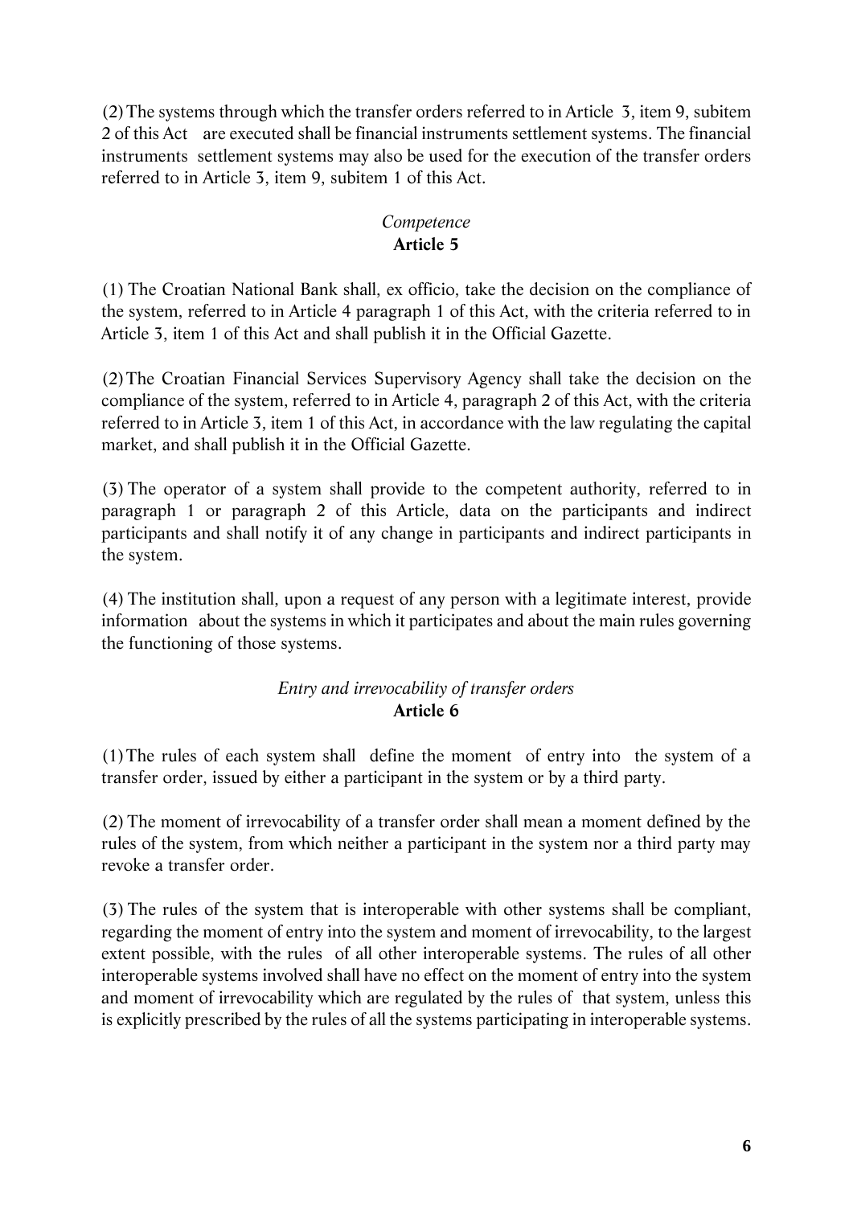(2) The systems through which the transfer orders referred to in Article 3, item 9, subitem 2 of this Act are executed shall be financial instruments settlement systems. The financial instruments settlement systems may also be used for the execution of the transfer orders referred to in Article 3, item 9, subitem 1 of this Act.

*Competence*
**Article 5**

(1) The Croatian National Bank shall, ex officio, take the decision on the compliance of the system, referred to in Article 4 paragraph 1 of this Act, with the criteria referred to in Article 3, item 1 of this Act and shall publish it in the Official Gazette.

(2) The Croatian Financial Services Supervisory Agency shall take the decision on the compliance of the system, referred to in Article 4, paragraph 2 of this Act, with the criteria referred to in Article 3, item 1 of this Act, in accordance with the law regulating the capital market, and shall publish it in the Official Gazette.

(3) The operator of a system shall provide to the competent authority, referred to in paragraph 1 or paragraph 2 of this Article, data on the participants and indirect participants and shall notify it of any change in participants and indirect participants in the system.

(4) The institution shall, upon a request of any person with a legitimate interest, provide information about the systems in which it participates and about the main rules governing the functioning of those systems.

*Entry and irrevocability of transfer orders*
**Article 6**

(1) The rules of each system shall define the moment of entry into the system of a transfer order, issued by either a participant in the system or by a third party.

(2) The moment of irrevocability of a transfer order shall mean a moment defined by the rules of the system, from which neither a participant in the system nor a third party may revoke a transfer order.

(3) The rules of the system that is interoperable with other systems shall be compliant, regarding the moment of entry into the system and moment of irrevocability, to the largest extent possible, with the rules of all other interoperable systems. The rules of all other interoperable systems involved shall have no effect on the moment of entry into the system and moment of irrevocability which are regulated by the rules of that system, unless this is explicitly prescribed by the rules of all the systems participating in interoperable systems.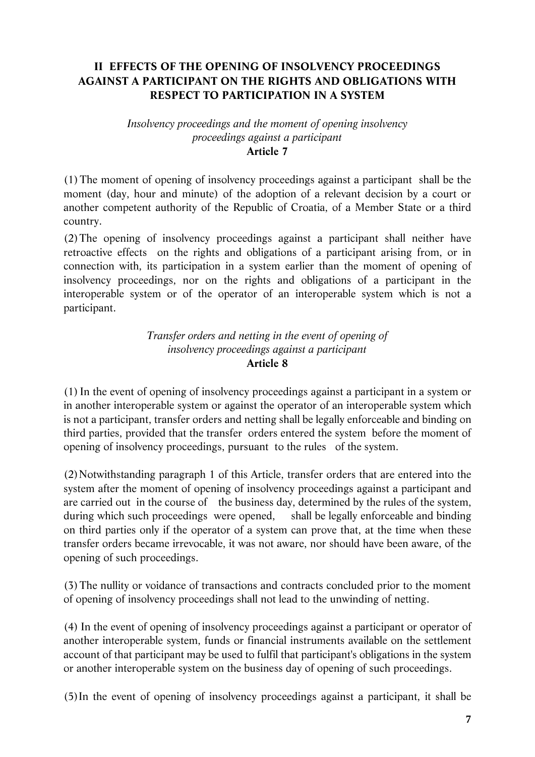## II EFFECTS OF THE OPENING OF INSOLVENCY PROCEEDINGS AGAINST A PARTICIPANT ON THE RIGHTS AND OBLIGATIONS WITH RESPECT TO PARTICIPATION IN A SYSTEM

*Insolvency proceedings and the moment of opening insolvency proceedings against a participant*

**Article 7**

(1) The moment of opening of insolvency proceedings against a participant shall be the moment (day, hour and minute) of the adoption of a relevant decision by a court or another competent authority of the Republic of Croatia, of a Member State or a third country.

(2) The opening of insolvency proceedings against a participant shall neither have retroactive effects on the rights and obligations of a participant arising from, or in connection with, its participation in a system earlier than the moment of opening of insolvency proceedings, nor on the rights and obligations of a participant in the interoperable system or of the operator of an interoperable system which is not a participant.

*Transfer orders and netting in the event of opening of insolvency proceedings against a participant*

**Article 8**

(1) In the event of opening of insolvency proceedings against a participant in a system or in another interoperable system or against the operator of an interoperable system which is not a participant, transfer orders and netting shall be legally enforceable and binding on third parties, provided that the transfer orders entered the system before the moment of opening of insolvency proceedings, pursuant to the rules of the system.

(2) Notwithstanding paragraph 1 of this Article, transfer orders that are entered into the system after the moment of opening of insolvency proceedings against a participant and are carried out in the course of the business day, determined by the rules of the system, during which such proceedings were opened, shall be legally enforceable and binding on third parties only if the operator of a system can prove that, at the time when these transfer orders became irrevocable, it was not aware, nor should have been aware, of the opening of such proceedings.

(3) The nullity or voidance of transactions and contracts concluded prior to the moment of opening of insolvency proceedings shall not lead to the unwinding of netting.

(4) In the event of opening of insolvency proceedings against a participant or operator of another interoperable system, funds or financial instruments available on the settlement account of that participant may be used to fulfil that participant's obligations in the system or another interoperable system on the business day of opening of such proceedings.

(5) In the event of opening of insolvency proceedings against a participant, it shall be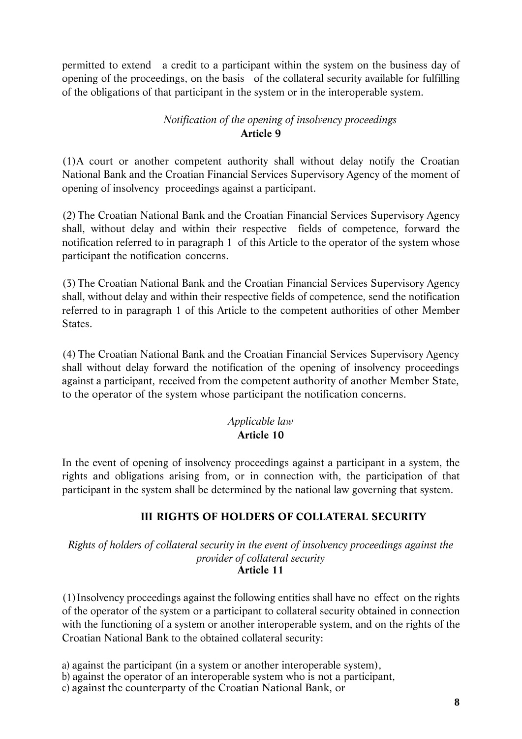permitted to extend a credit to a participant within the system on the business day of opening of the proceedings, on the basis of the collateral security available for fulfilling of the obligations of that participant in the system or in the interoperable system.

*Notification of the opening of insolvency proceedings*
**Article 9**

(1) A court or another competent authority shall without delay notify the Croatian National Bank and the Croatian Financial Services Supervisory Agency of the moment of opening of insolvency proceedings against a participant.

(2) The Croatian National Bank and the Croatian Financial Services Supervisory Agency shall, without delay and within their respective fields of competence, forward the notification referred to in paragraph 1 of this Article to the operator of the system whose participant the notification concerns.

(3) The Croatian National Bank and the Croatian Financial Services Supervisory Agency shall, without delay and within their respective fields of competence, send the notification referred to in paragraph 1 of this Article to the competent authorities of other Member States.

(4) The Croatian National Bank and the Croatian Financial Services Supervisory Agency shall without delay forward the notification of the opening of insolvency proceedings against a participant, received from the competent authority of another Member State, to the operator of the system whose participant the notification concerns.

*Applicable law*
**Article 10**

In the event of opening of insolvency proceedings against a participant in a system, the rights and obligations arising from, or in connection with, the participation of that participant in the system shall be determined by the national law governing that system.

## III RIGHTS OF HOLDERS OF COLLATERAL SECURITY

*Rights of holders of collateral security in the event of insolvency proceedings against the provider of collateral security*
**Article 11**

(1) Insolvency proceedings against the following entities shall have no effect on the rights of the operator of the system or a participant to collateral security obtained in connection with the functioning of a system or another interoperable system, and on the rights of the Croatian National Bank to the obtained collateral security:

a) against the participant (in a system or another interoperable system),
b) against the operator of an interoperable system who is not a participant,
c) against the counterparty of the Croatian National Bank, or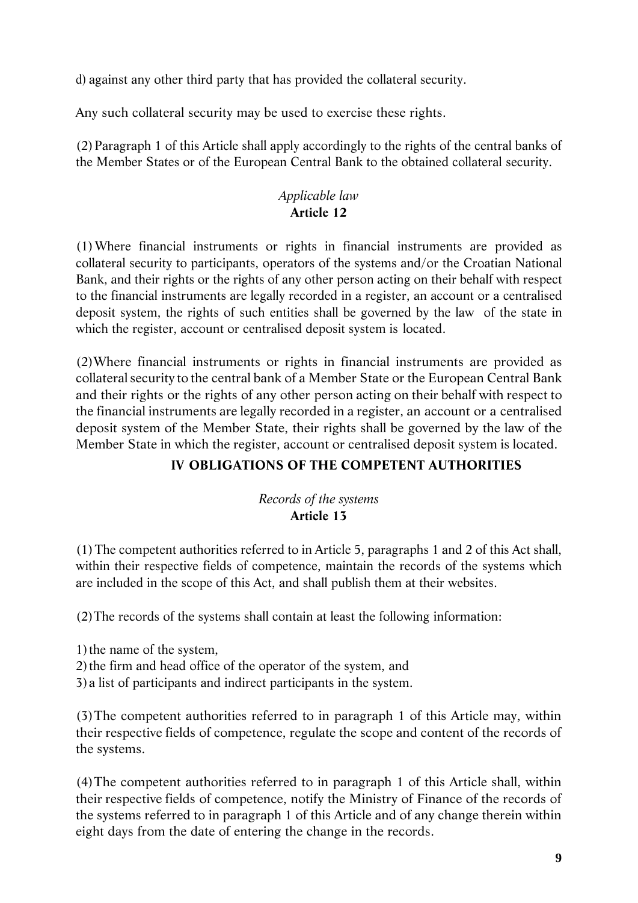d) against any other third party that has provided the collateral security.

Any such collateral security may be used to exercise these rights.

(2) Paragraph 1 of this Article shall apply accordingly to the rights of the central banks of the Member States or of the European Central Bank to the obtained collateral security.

*Applicable law*
**Article 12**

(1) Where financial instruments or rights in financial instruments are provided as collateral security to participants, operators of the systems and/or the Croatian National Bank, and their rights or the rights of any other person acting on their behalf with respect to the financial instruments are legally recorded in a register, an account or a centralised deposit system, the rights of such entities shall be governed by the law of the state in which the register, account or centralised deposit system is located.

(2) Where financial instruments or rights in financial instruments are provided as collateral security to the central bank of a Member State or the European Central Bank and their rights or the rights of any other person acting on their behalf with respect to the financial instruments are legally recorded in a register, an account or a centralised deposit system of the Member State, their rights shall be governed by the law of the Member State in which the register, account or centralised deposit system is located.

## IV OBLIGATIONS OF THE COMPETENT AUTHORITIES

*Records of the systems*
**Article 13**

(1) The competent authorities referred to in Article 5, paragraphs 1 and 2 of this Act shall, within their respective fields of competence, maintain the records of the systems which are included in the scope of this Act, and shall publish them at their websites.

(2) The records of the systems shall contain at least the following information:

1) the name of the system,
2) the firm and head office of the operator of the system, and
3) a list of participants and indirect participants in the system.

(3) The competent authorities referred to in paragraph 1 of this Article may, within their respective fields of competence, regulate the scope and content of the records of the systems.

(4) The competent authorities referred to in paragraph 1 of this Article shall, within their respective fields of competence, notify the Ministry of Finance of the records of the systems referred to in paragraph 1 of this Article and of any change therein within eight days from the date of entering the change in the records.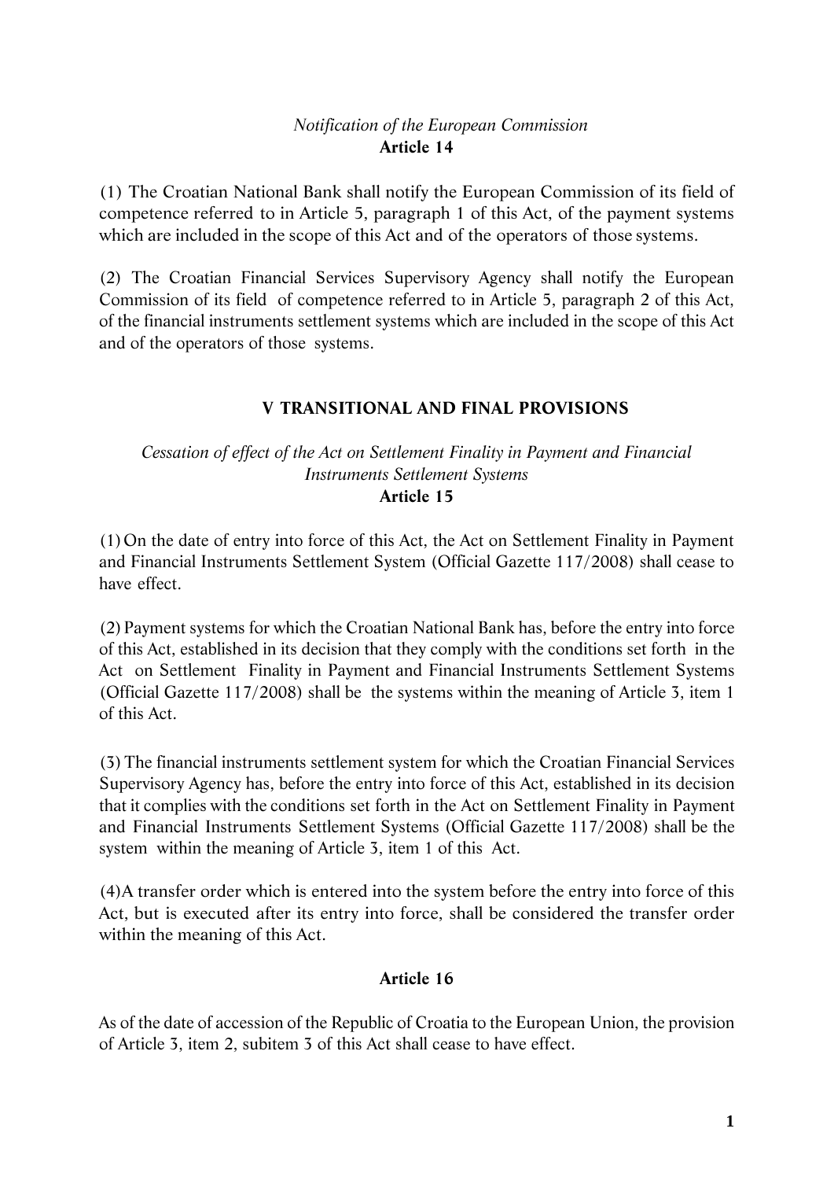*Notification of the European Commission*

**Article 14**

(1) The Croatian National Bank shall notify the European Commission of its field of competence referred to in Article 5, paragraph 1 of this Act, of the payment systems which are included in the scope of this Act and of the operators of those systems.

(2) The Croatian Financial Services Supervisory Agency shall notify the European Commission of its field of competence referred to in Article 5, paragraph 2 of this Act, of the financial instruments settlement systems which are included in the scope of this Act and of the operators of those systems.

## V TRANSITIONAL AND FINAL PROVISIONS

*Cessation of effect of the Act on Settlement Finality in Payment and Financial Instruments Settlement Systems*

**Article 15**

(1) On the date of entry into force of this Act, the Act on Settlement Finality in Payment and Financial Instruments Settlement System (Official Gazette 117/2008) shall cease to have effect.

(2) Payment systems for which the Croatian National Bank has, before the entry into force of this Act, established in its decision that they comply with the conditions set forth in the Act on Settlement Finality in Payment and Financial Instruments Settlement Systems (Official Gazette 117/2008) shall be the systems within the meaning of Article 3, item 1 of this Act.

(3) The financial instruments settlement system for which the Croatian Financial Services Supervisory Agency has, before the entry into force of this Act, established in its decision that it complies with the conditions set forth in the Act on Settlement Finality in Payment and Financial Instruments Settlement Systems (Official Gazette 117/2008) shall be the system within the meaning of Article 3, item 1 of this Act.

(4)A transfer order which is entered into the system before the entry into force of this Act, but is executed after its entry into force, shall be considered the transfer order within the meaning of this Act.

**Article 16**

As of the date of accession of the Republic of Croatia to the European Union, the provision of Article 3, item 2, subitem 3 of this Act shall cease to have effect.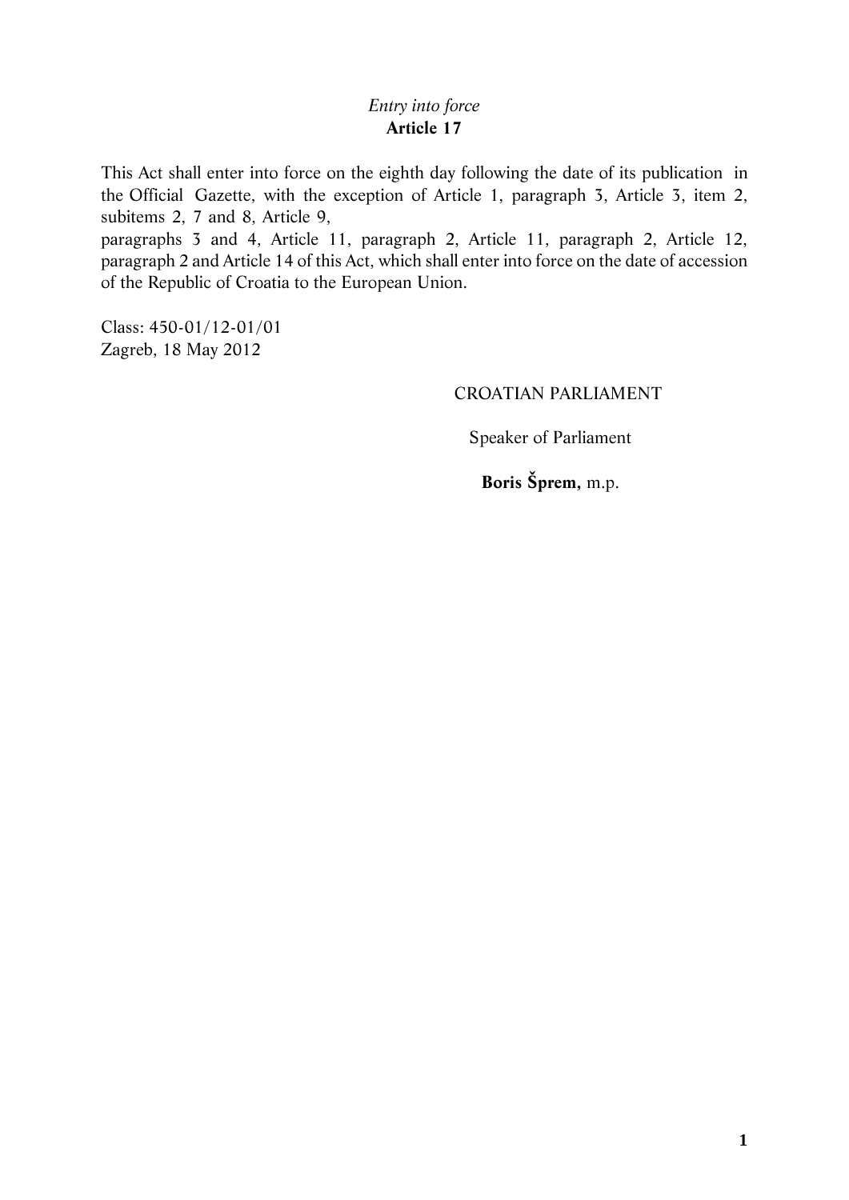*Entry into force*

**Article 17**

This Act shall enter into force on the eighth day following the date of its publication in the Official Gazette, with the exception of Article 1, paragraph 3, Article 3, item 2, subitems 2, 7 and 8, Article 9,
paragraphs 3 and 4, Article 11, paragraph 2, Article 11, paragraph 2, Article 12, paragraph 2 and Article 14 of this Act, which shall enter into force on the date of accession of the Republic of Croatia to the European Union.

Class: 450-01/12-01/01
Zagreb, 18 May 2012

CROATIAN PARLIAMENT

Speaker of Parliament

**Boris Šprem,** m.p.